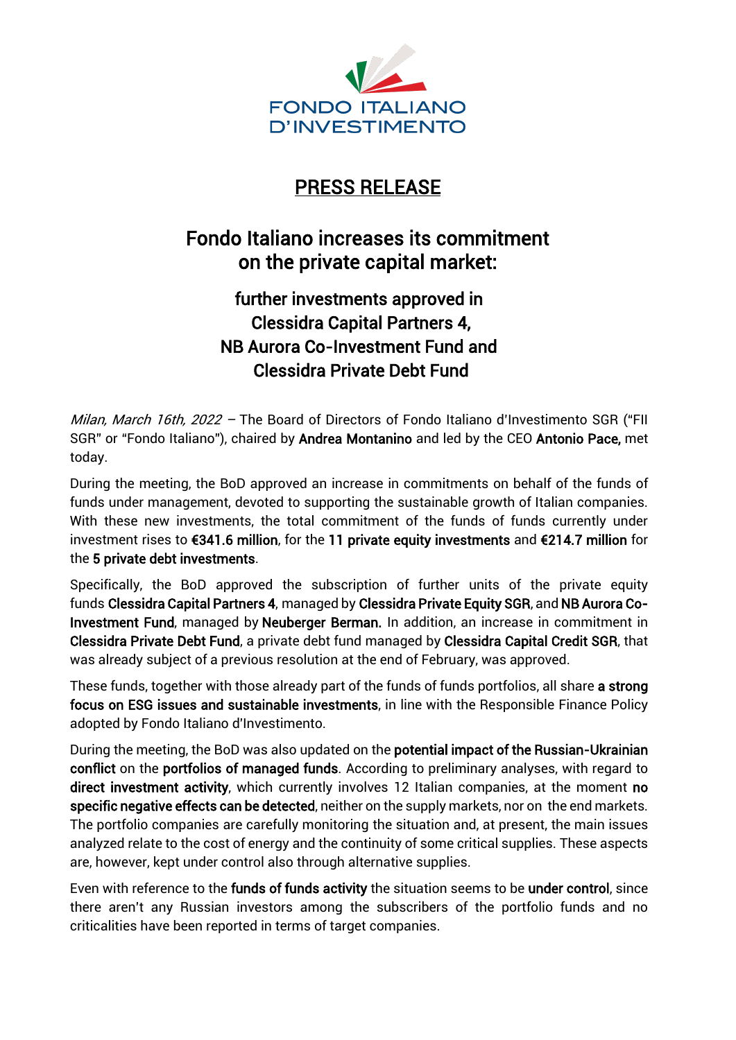FONDO ITALIANO D'INVESTIMENTO

# PRESS RELEASE

## Fondo Italiano increases its commitment on the private capital market:

### further investments approved in Clessidra Capital Partners 4, NB Aurora Co-Investment Fund and Clessidra Private Debt Fund

*Milan, March 16th, 2022* – The Board of Directors of Fondo Italiano d'Investimento SGR ("FII SGR" or "Fondo Italiano"), chaired by **Andrea Montanino** and led by the CEO **Antonio Pace,** met today.

During the meeting, the BoD approved an increase in commitments on behalf of the funds of funds under management, devoted to supporting the sustainable growth of Italian companies. With these new investments, the total commitment of the funds of funds currently under investment rises to **€341.6 million**, for the **11 private equity investments** and **€214.7 million** for the **5 private debt investments**.

Specifically, the BoD approved the subscription of further units of the private equity funds **Clessidra Capital Partners 4**, managed by **Clessidra Private Equity SGR**, and **NB Aurora Co-Investment Fund**, managed by **Neuberger Berman.** In addition, an increase in commitment in **Clessidra Private Debt Fund**, a private debt fund managed by **Clessidra Capital Credit SGR**, that was already subject of a previous resolution at the end of February, was approved.

These funds, together with those already part of the funds of funds portfolios, all share **a strong focus on ESG issues and sustainable investments**, in line with the Responsible Finance Policy adopted by Fondo Italiano d'Investimento.

During the meeting, the BoD was also updated on the **potential impact of the Russian-Ukrainian conflict** on the **portfolios of managed funds**. According to preliminary analyses, with regard to **direct investment activity**, which currently involves 12 Italian companies, at the moment **no specific negative effects can be detected**, neither on the supply markets, nor on the end markets. The portfolio companies are carefully monitoring the situation and, at present, the main issues analyzed relate to the cost of energy and the continuity of some critical supplies. These aspects are, however, kept under control also through alternative supplies.

Even with reference to the **funds of funds activity** the situation seems to be **under control**, since there aren't any Russian investors among the subscribers of the portfolio funds and no criticalities have been reported in terms of target companies.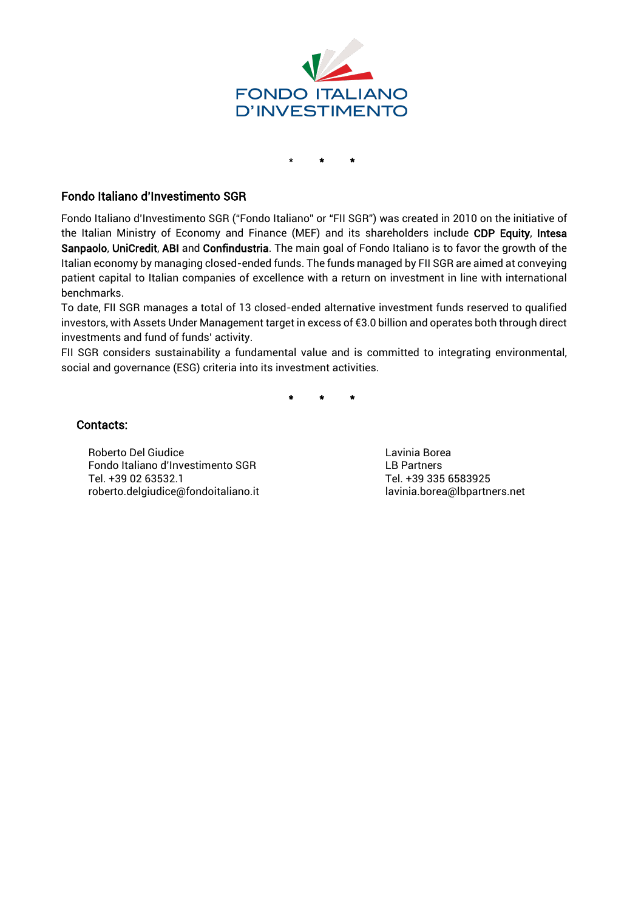\* \* \*

## Fondo Italiano d'Investimento SGR

Fondo Italiano d'Investimento SGR ("Fondo Italiano" or "FII SGR") was created in 2010 on the initiative of the Italian Ministry of Economy and Finance (MEF) and its shareholders include **CDP Equity**, **Intesa Sanpaolo**, **UniCredit**, **ABI** and **Confindustria**. The main goal of Fondo Italiano is to favor the growth of the Italian economy by managing closed-ended funds. The funds managed by FII SGR are aimed at conveying patient capital to Italian companies of excellence with a return on investment in line with international benchmarks.

To date, FII SGR manages a total of 13 closed-ended alternative investment funds reserved to qualified investors, with Assets Under Management target in excess of €3.0 billion and operates both through direct investments and fund of funds' activity.

FII SGR considers sustainability a fundamental value and is committed to integrating environmental, social and governance (ESG) criteria into its investment activities.

\* \* \*

## Contacts:

Roberto Del Giudice
Fondo Italiano d'Investimento SGR
Tel. +39 02 63532.1
roberto.delgiudice@fondoitaliano.it

Lavinia Borea
LB Partners
Tel. +39 335 6583925
lavinia.borea@lbpartners.net